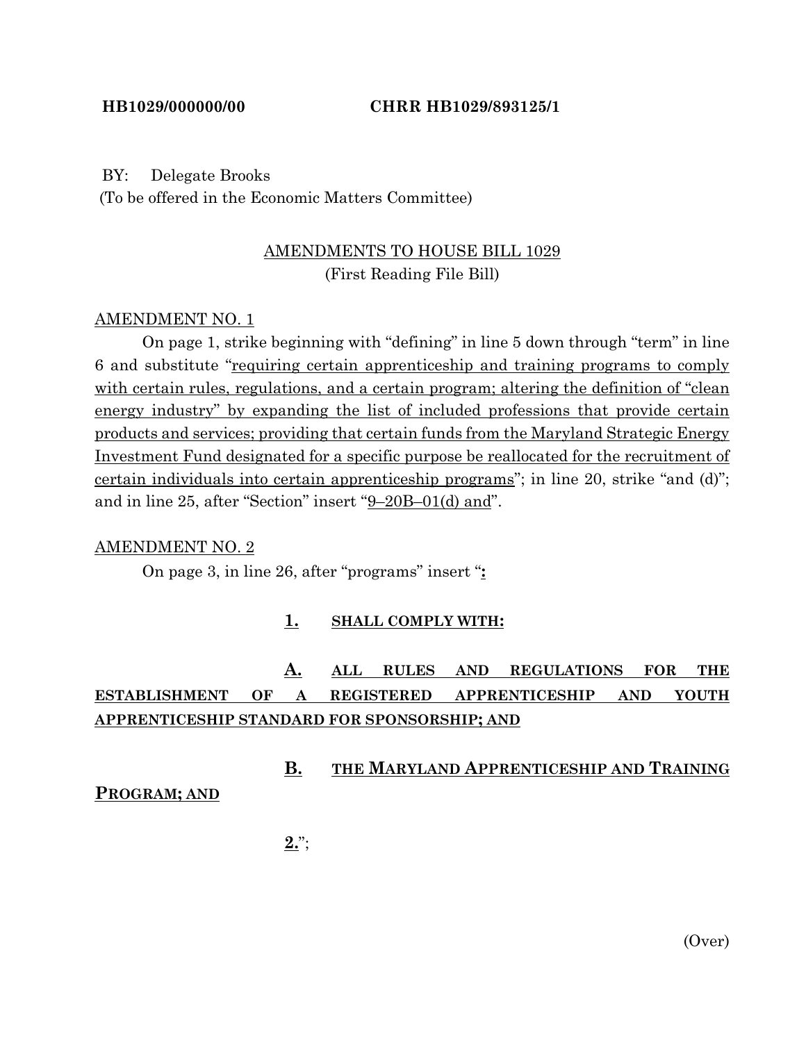HB1029/000000/00 **CHRR HB1029/893125/1**

BY: Delegate Brooks
(To be offered in the Economic Matters Committee)

AMENDMENTS TO HOUSE BILL 1029
(First Reading File Bill)

AMENDMENT NO. 1

On page 1, strike beginning with "defining" in line 5 down through "term" in line 6 and substitute "requiring certain apprenticeship and training programs to comply with certain rules, regulations, and a certain program; altering the definition of "clean energy industry" by expanding the list of included professions that provide certain products and services; providing that certain funds from the Maryland Strategic Energy Investment Fund designated for a specific purpose be reallocated for the recruitment of certain individuals into certain apprenticeship programs"; in line 20, strike "and (d)"; and in line 25, after "Section" insert "9–20B–01(d) and".

AMENDMENT NO. 2

On page 3, in line 26, after "programs" insert "**:**

**1. SHALL COMPLY WITH:**

**A. ALL RULES AND REGULATIONS FOR THE ESTABLISHMENT OF A REGISTERED APPRENTICESHIP AND YOUTH APPRENTICESHIP STANDARD FOR SPONSORSHIP; AND**

**B. THE MARYLAND APPRENTICESHIP AND TRAINING PROGRAM; AND**

**2.**";

(Over)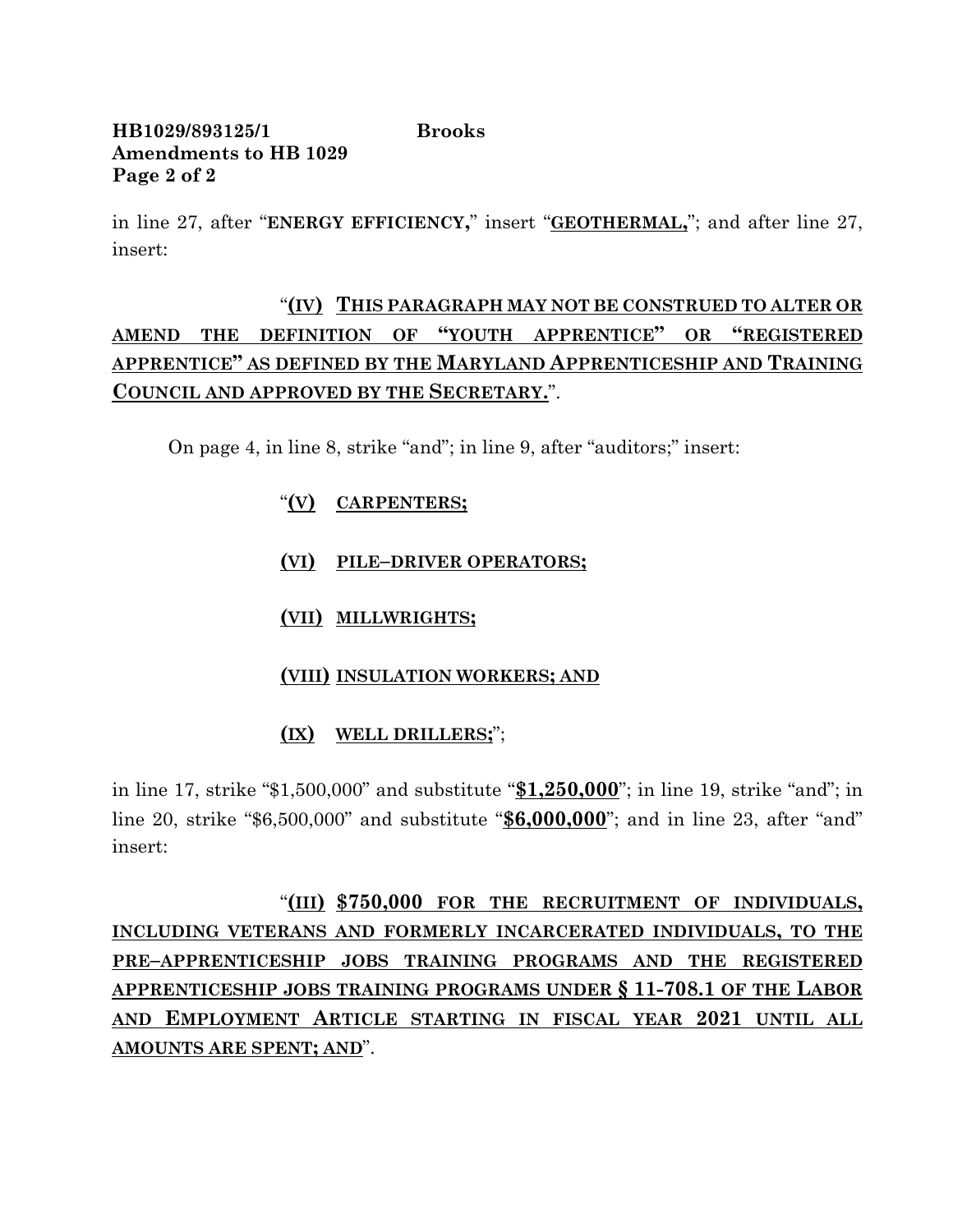in line 27, after "**ENERGY EFFICIENCY,**" insert "**GEOTHERMAL,**"; and after line 27, insert:

"**(IV) THIS PARAGRAPH MAY NOT BE CONSTRUED TO ALTER OR AMEND THE DEFINITION OF "YOUTH APPRENTICE" OR "REGISTERED APPRENTICE" AS DEFINED BY THE MARYLAND APPRENTICESHIP AND TRAINING COUNCIL AND APPROVED BY THE SECRETARY.**".

On page 4, in line 8, strike "and"; in line 9, after "auditors;" insert:

"**(V) CARPENTERS;**

**(VI) PILE–DRIVER OPERATORS;**

**(VII) MILLWRIGHTS;**

**(VIII) INSULATION WORKERS; AND**

**(IX) WELL DRILLERS;**";

in line 17, strike "$1,500,000" and substitute "**$1,250,000**"; in line 19, strike "and"; in line 20, strike "$6,500,000" and substitute "**$6,000,000**"; and in line 23, after "and" insert:

"**(III) $750,000 FOR THE RECRUITMENT OF INDIVIDUALS, INCLUDING VETERANS AND FORMERLY INCARCERATED INDIVIDUALS, TO THE PRE–APPRENTICESHIP JOBS TRAINING PROGRAMS AND THE REGISTERED APPRENTICESHIP JOBS TRAINING PROGRAMS UNDER § 11-708.1 OF THE LABOR AND EMPLOYMENT ARTICLE STARTING IN FISCAL YEAR 2021 UNTIL ALL AMOUNTS ARE SPENT; AND**".